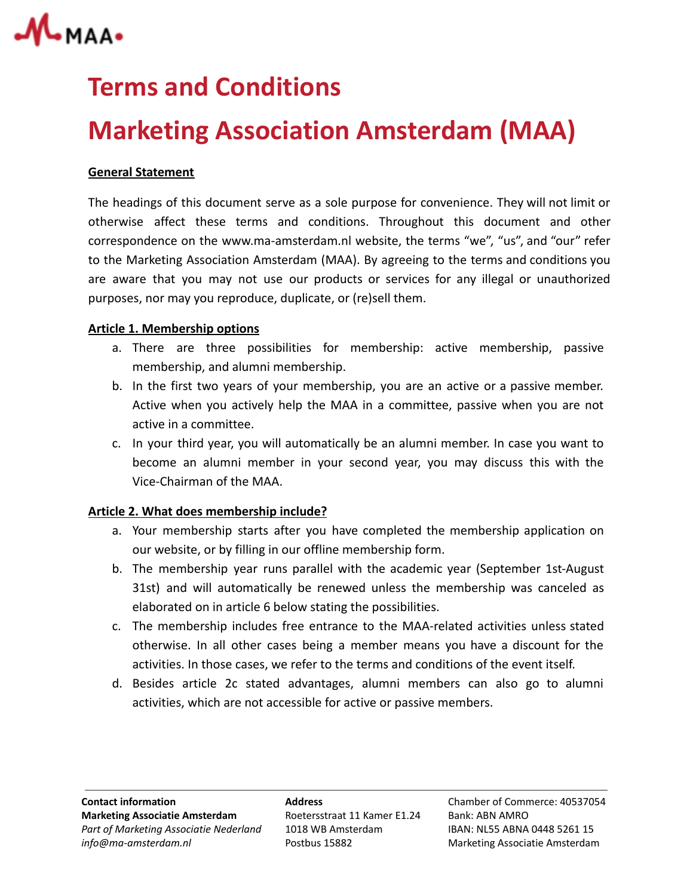# Terms and Conditions

# Marketing Association Amsterdam (MAA)

**General Statement**

The headings of this document serve as a sole purpose for convenience. They will not limit or otherwise affect these terms and conditions. Throughout this document and other correspondence on the www.ma-amsterdam.nl website, the terms “we”, “us”, and “our” refer to the Marketing Association Amsterdam (MAA). By agreeing to the terms and conditions you are aware that you may not use our products or services for any illegal or unauthorized purposes, nor may you reproduce, duplicate, or (re)sell them.

**Article 1. Membership options**

a. There are three possibilities for membership: active membership, passive membership, and alumni membership.
b. In the first two years of your membership, you are an active or a passive member. Active when you actively help the MAA in a committee, passive when you are not active in a committee.
c. In your third year, you will automatically be an alumni member. In case you want to become an alumni member in your second year, you may discuss this with the Vice-Chairman of the MAA.

**Article 2. What does membership include?**

a. Your membership starts after you have completed the membership application on our website, or by filling in our offline membership form.
b. The membership year runs parallel with the academic year (September 1st-August 31st) and will automatically be renewed unless the membership was canceled as elaborated on in article 6 below stating the possibilities.
c. The membership includes free entrance to the MAA-related activities unless stated otherwise. In all other cases being a member means you have a discount for the activities. In those cases, we refer to the terms and conditions of the event itself.
d. Besides article 2c stated advantages, alumni members can also go to alumni activities, which are not accessible for active or passive members.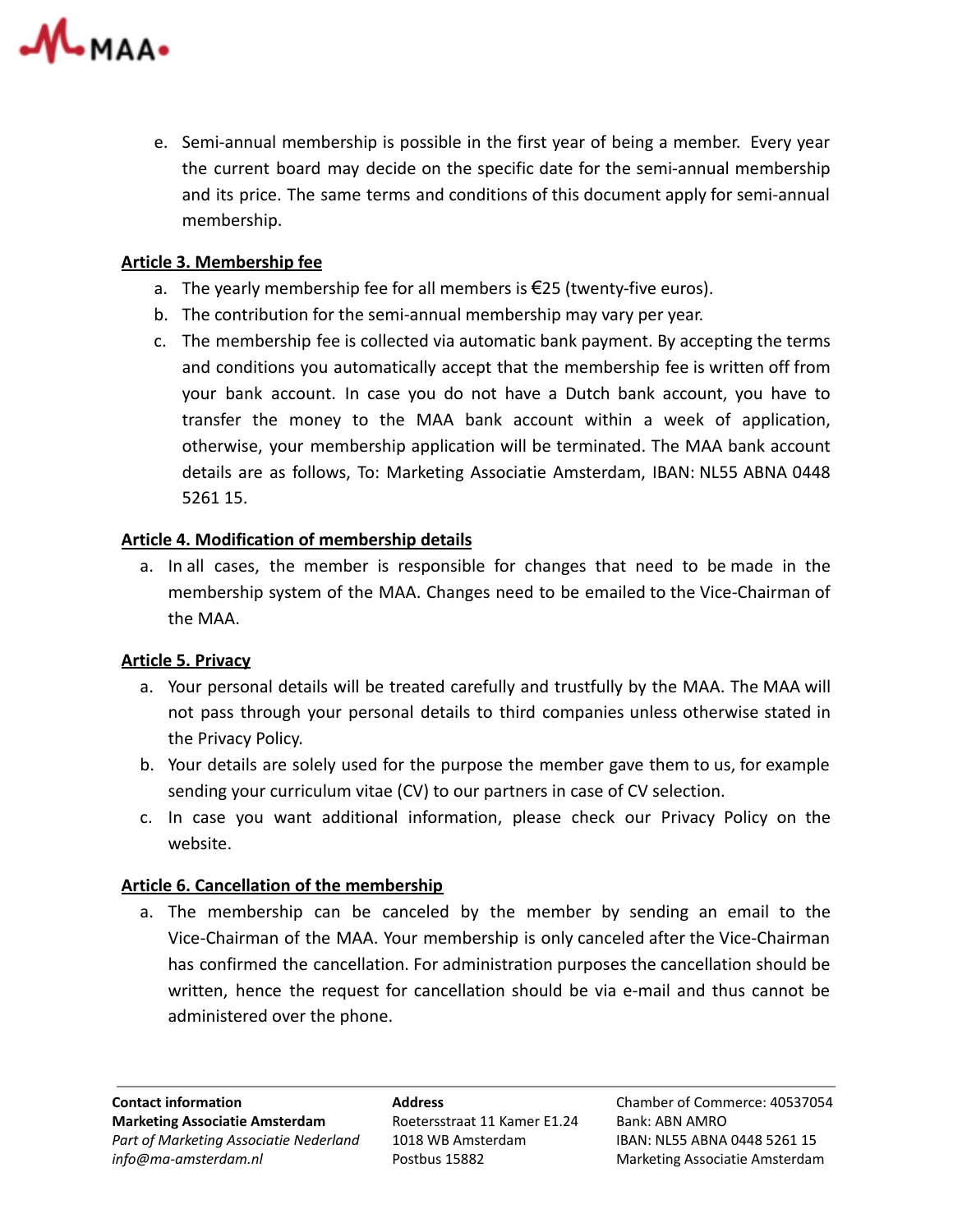e. Semi-annual membership is possible in the first year of being a member. Every year the current board may decide on the specific date for the semi-annual membership and its price. The same terms and conditions of this document apply for semi-annual membership.

**Article 3. Membership fee**

a. The yearly membership fee for all members is €25 (twenty-five euros).
b. The contribution for the semi-annual membership may vary per year.
c. The membership fee is collected via automatic bank payment. By accepting the terms and conditions you automatically accept that the membership fee is written off from your bank account. In case you do not have a Dutch bank account, you have to transfer the money to the MAA bank account within a week of application, otherwise, your membership application will be terminated. The MAA bank account details are as follows, To: Marketing Associatie Amsterdam, IBAN: NL55 ABNA 0448 5261 15.

**Article 4. Modification of membership details**

a. In all cases, the member is responsible for changes that need to be made in the membership system of the MAA. Changes need to be emailed to the Vice-Chairman of the MAA.

**Article 5. Privacy**

a. Your personal details will be treated carefully and trustfully by the MAA. The MAA will not pass through your personal details to third companies unless otherwise stated in the Privacy Policy.
b. Your details are solely used for the purpose the member gave them to us, for example sending your curriculum vitae (CV) to our partners in case of CV selection.
c. In case you want additional information, please check our Privacy Policy on the website.

**Article 6. Cancellation of the membership**

a. The membership can be canceled by the member by sending an email to the Vice-Chairman of the MAA. Your membership is only canceled after the Vice-Chairman has confirmed the cancellation. For administration purposes the cancellation should be written, hence the request for cancellation should be via e-mail and thus cannot be administered over the phone.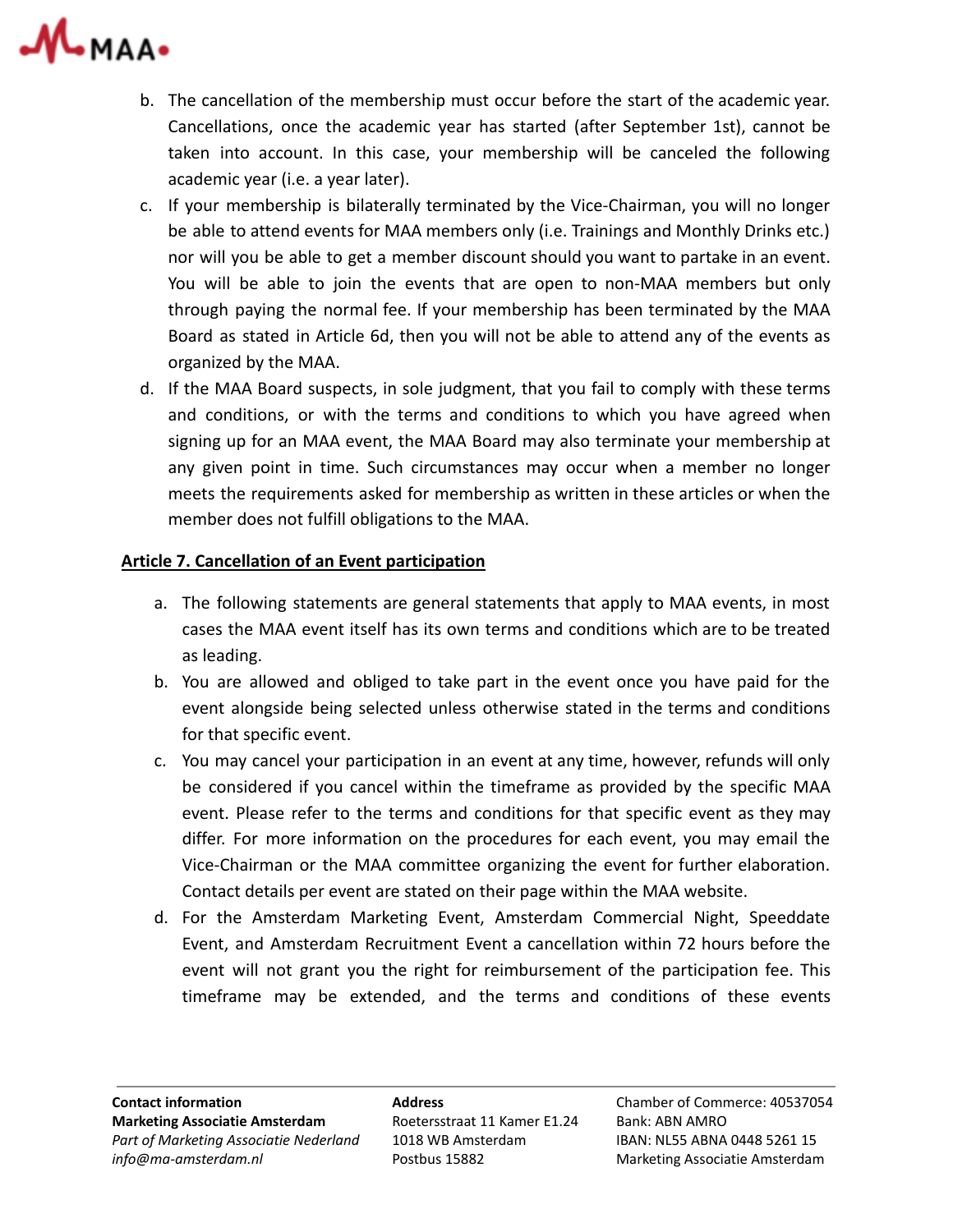b. The cancellation of the membership must occur before the start of the academic year. Cancellations, once the academic year has started (after September 1st), cannot be taken into account. In this case, your membership will be canceled the following academic year (i.e. a year later).

c. If your membership is bilaterally terminated by the Vice-Chairman, you will no longer be able to attend events for MAA members only (i.e. Trainings and Monthly Drinks etc.) nor will you be able to get a member discount should you want to partake in an event. You will be able to join the events that are open to non-MAA members but only through paying the normal fee. If your membership has been terminated by the MAA Board as stated in Article 6d, then you will not be able to attend any of the events as organized by the MAA.

d. If the MAA Board suspects, in sole judgment, that you fail to comply with these terms and conditions, or with the terms and conditions to which you have agreed when signing up for an MAA event, the MAA Board may also terminate your membership at any given point in time. Such circumstances may occur when a member no longer meets the requirements asked for membership as written in these articles or when the member does not fulfill obligations to the MAA.

## Article 7. Cancellation of an Event participation

a. The following statements are general statements that apply to MAA events, in most cases the MAA event itself has its own terms and conditions which are to be treated as leading.

b. You are allowed and obliged to take part in the event once you have paid for the event alongside being selected unless otherwise stated in the terms and conditions for that specific event.

c. You may cancel your participation in an event at any time, however, refunds will only be considered if you cancel within the timeframe as provided by the specific MAA event. Please refer to the terms and conditions for that specific event as they may differ. For more information on the procedures for each event, you may email the Vice-Chairman or the MAA committee organizing the event for further elaboration. Contact details per event are stated on their page within the MAA website.

d. For the Amsterdam Marketing Event, Amsterdam Commercial Night, Speeddate Event, and Amsterdam Recruitment Event a cancellation within 72 hours before the event will not grant you the right for reimbursement of the participation fee. This timeframe may be extended, and the terms and conditions of these events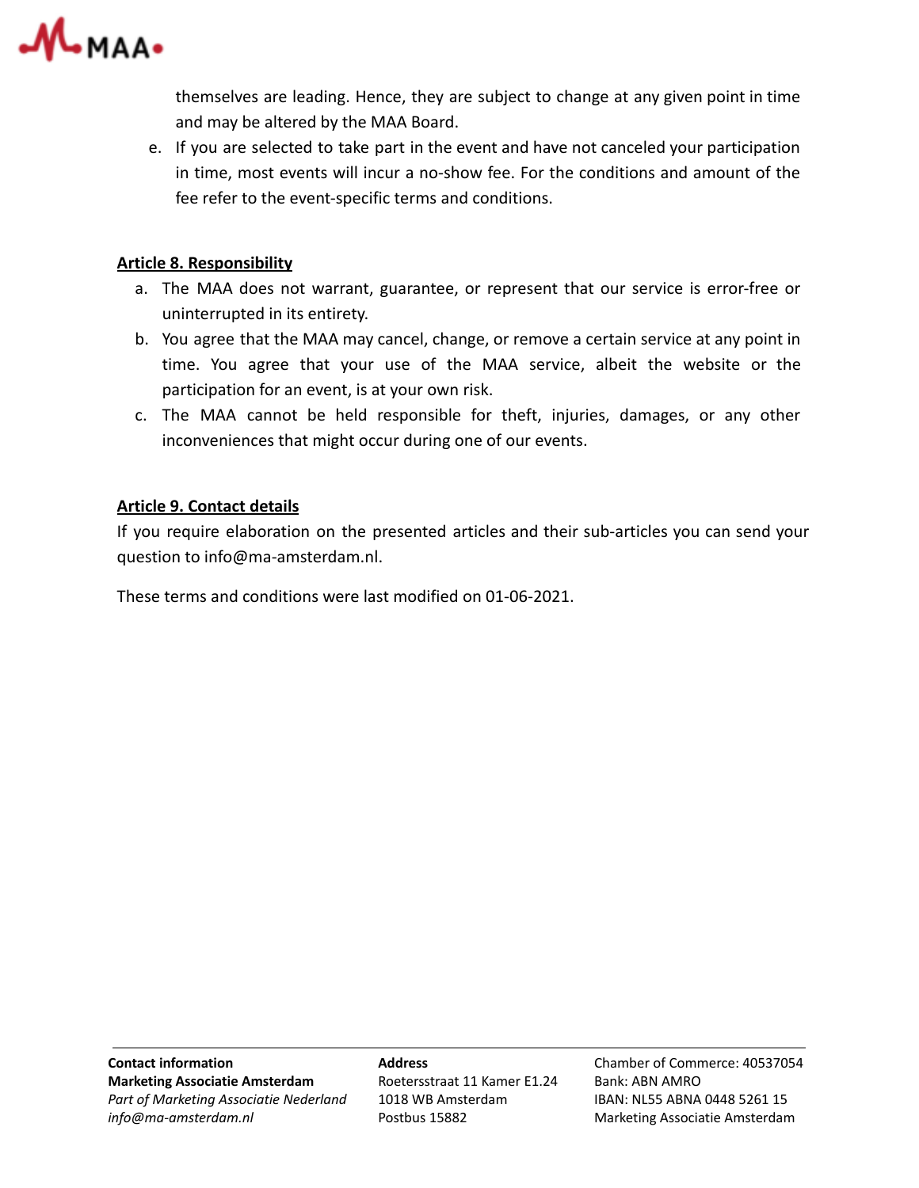themselves are leading. Hence, they are subject to change at any given point in time and may be altered by the MAA Board.

e. If you are selected to take part in the event and have not canceled your participation in time, most events will incur a no-show fee. For the conditions and amount of the fee refer to the event-specific terms and conditions.

**Article 8. Responsibility**

a. The MAA does not warrant, guarantee, or represent that our service is error-free or uninterrupted in its entirety.
b. You agree that the MAA may cancel, change, or remove a certain service at any point in time. You agree that your use of the MAA service, albeit the website or the participation for an event, is at your own risk.
c. The MAA cannot be held responsible for theft, injuries, damages, or any other inconveniences that might occur during one of our events.

**Article 9. Contact details**

If you require elaboration on the presented articles and their sub-articles you can send your question to info@ma-amsterdam.nl.

These terms and conditions were last modified on 01-06-2021.